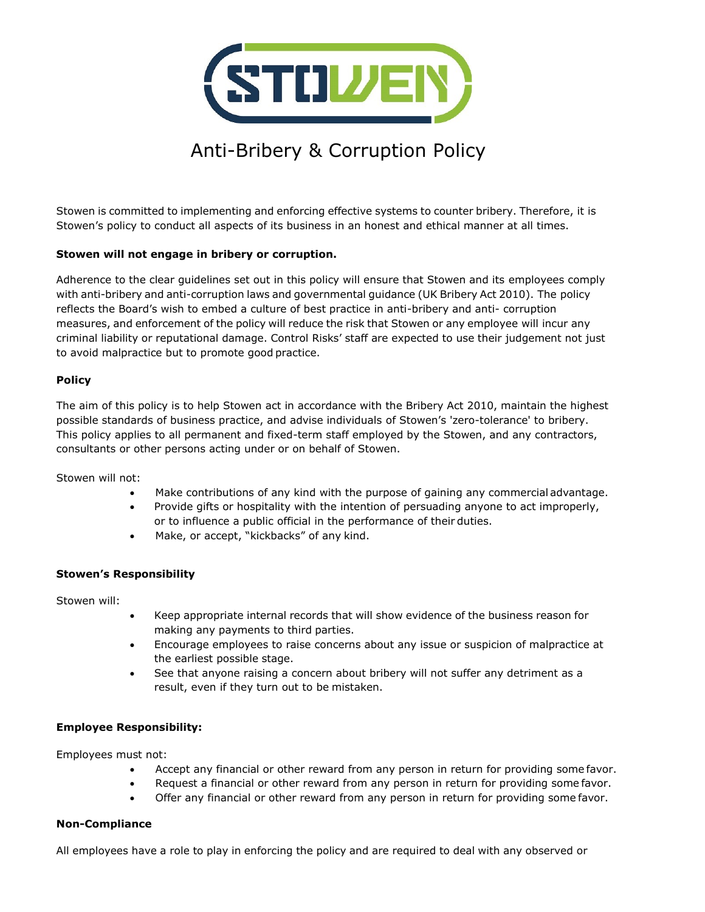# Anti-Bribery & Corruption Policy

Stowen is committed to implementing and enforcing effective systems to counter bribery. Therefore, it is Stowen's policy to conduct all aspects of its business in an honest and ethical manner at all times.

**Stowen will not engage in bribery or corruption.**

Adherence to the clear guidelines set out in this policy will ensure that Stowen and its employees comply with anti-bribery and anti-corruption laws and governmental guidance (UK Bribery Act 2010). The policy reflects the Board's wish to embed a culture of best practice in anti-bribery and anti- corruption measures, and enforcement of the policy will reduce the risk that Stowen or any employee will incur any criminal liability or reputational damage. Control Risks' staff are expected to use their judgement not just to avoid malpractice but to promote good practice.

**Policy**

The aim of this policy is to help Stowen act in accordance with the Bribery Act 2010, maintain the highest possible standards of business practice, and advise individuals of Stowen's 'zero-tolerance' to bribery. This policy applies to all permanent and fixed-term staff employed by the Stowen, and any contractors, consultants or other persons acting under or on behalf of Stowen.

Stowen will not:

- Make contributions of any kind with the purpose of gaining any commercial advantage.
- Provide gifts or hospitality with the intention of persuading anyone to act improperly, or to influence a public official in the performance of their duties.
- Make, or accept, "kickbacks" of any kind.

**Stowen's Responsibility**

Stowen will:

- Keep appropriate internal records that will show evidence of the business reason for making any payments to third parties.
- Encourage employees to raise concerns about any issue or suspicion of malpractice at the earliest possible stage.
- See that anyone raising a concern about bribery will not suffer any detriment as a result, even if they turn out to be mistaken.

**Employee Responsibility:**

Employees must not:

- Accept any financial or other reward from any person in return for providing some favor.
- Request a financial or other reward from any person in return for providing some favor.
- Offer any financial or other reward from any person in return for providing some favor.

**Non-Compliance**

All employees have a role to play in enforcing the policy and are required to deal with any observed or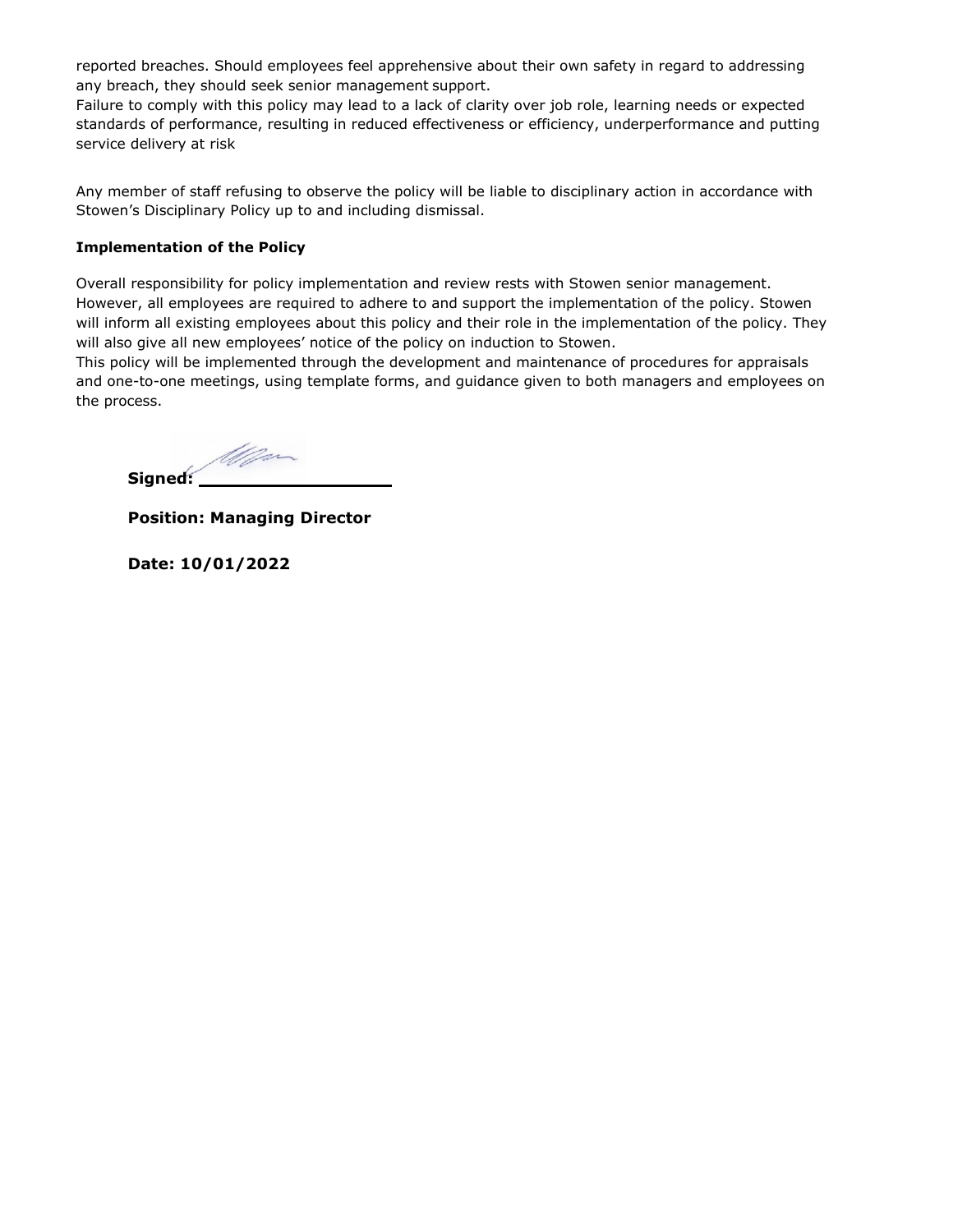reported breaches. Should employees feel apprehensive about their own safety in regard to addressing any breach, they should seek senior management support.

Failure to comply with this policy may lead to a lack of clarity over job role, learning needs or expected standards of performance, resulting in reduced effectiveness or efficiency, underperformance and putting service delivery at risk

Any member of staff refusing to observe the policy will be liable to disciplinary action in accordance with Stowen's Disciplinary Policy up to and including dismissal.

**Implementation of the Policy**

Overall responsibility for policy implementation and review rests with Stowen senior management. However, all employees are required to adhere to and support the implementation of the policy. Stowen will inform all existing employees about this policy and their role in the implementation of the policy. They will also give all new employees' notice of the policy on induction to Stowen.

This policy will be implemented through the development and maintenance of procedures for appraisals and one-to-one meetings, using template forms, and guidance given to both managers and employees on the process.

**Signed:** \_\_\_\_\_\_\_\_\_\_\_\_\_\_\_\_\_

**Position: Managing Director**

**Date: 10/01/2022**